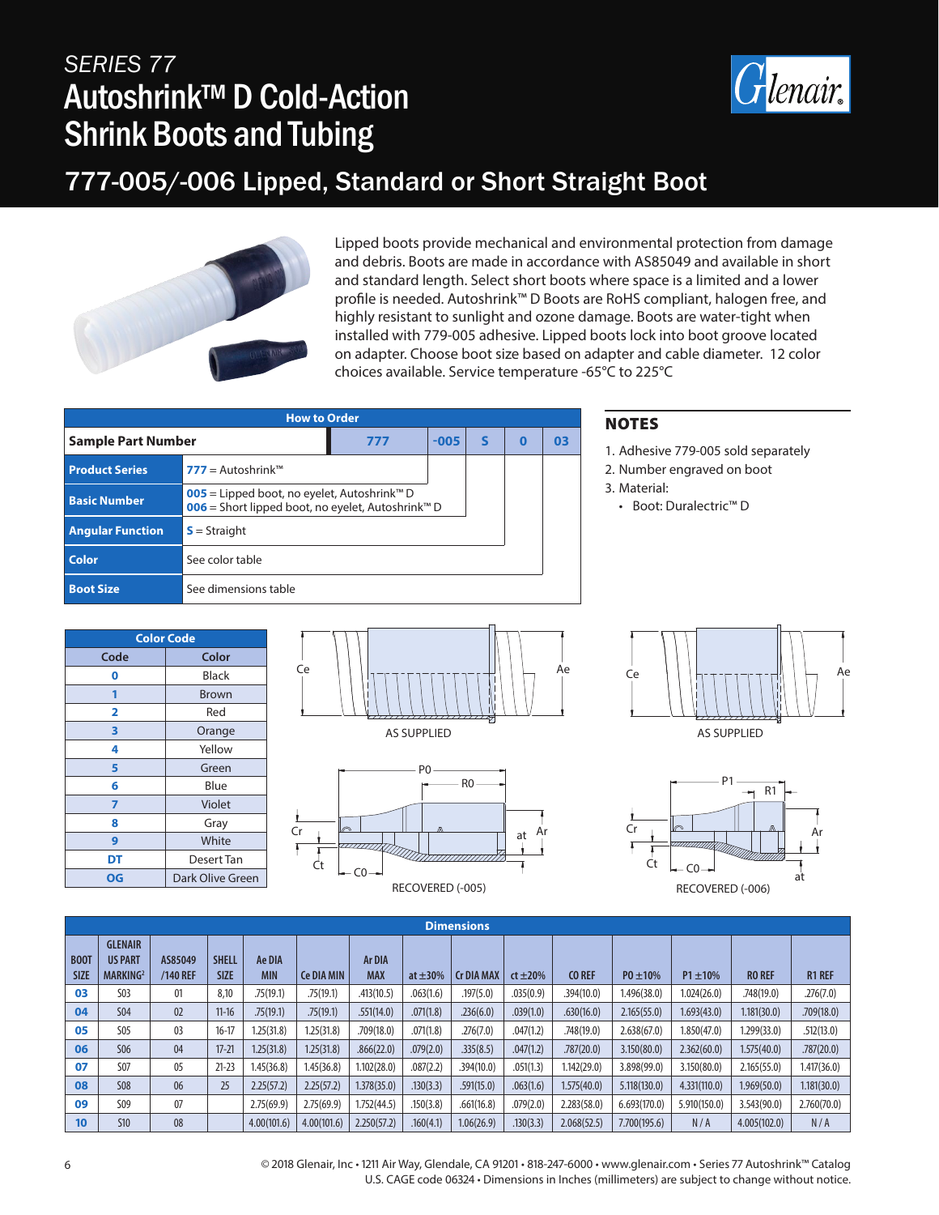# SERIES 77

# Autoshrink™ D Cold-Action Shrink Boots and Tubing

## 777-005/-006 Lipped, Standard or Short Straight Boot

Lipped boots provide mechanical and environmental protection from damage and debris. Boots are made in accordance with AS85049 and available in short and standard length. Select short boots where space is a limited and a lower profile is needed. Autoshrink™ D Boots are RoHS compliant, halogen free, and highly resistant to sunlight and ozone damage. Boots are water-tight when installed with 779-005 adhesive. Lipped boots lock into boot groove located on adapter. Choose boot size based on adapter and cable diameter. 12 color choices available. Service temperature -65°C to 225°C

| How to Order | | | | | | |
|---|---|---|---|---|---|---|
| **Sample Part Number** | | 777 | -005 | S | 0 | 03 |
| **Product Series** | 777 = Autoshrink™ | | | | | |
| **Basic Number** | 005 = Lipped boot, no eyelet, Autoshrink™ D<br>006 = Short lipped boot, no eyelet, Autoshrink™ D | | | | | |
| **Angular Function** | S = Straight | | | | | |
| **Color** | See color table | | | | | |
| **Boot Size** | See dimensions table | | | | | |

### NOTES

1. Adhesive 779-005 sold separately
2. Number engraved on boot
3. Material:
   - Boot: Duralectric™ D

| Color Code | |
|---|---|
| **Code** | **Color** |
| 0 | Black |
| 1 | Brown |
| 2 | Red |
| 3 | Orange |
| 4 | Yellow |
| 5 | Green |
| 6 | Blue |
| 7 | Violet |
| 8 | Gray |
| 9 | White |
| DT | Desert Tan |
| OG | Dark Olive Green |

AS SUPPLIED

AS SUPPLIED

RECOVERED (-005)

RECOVERED (-006)

| BOOT SIZE | GLENAIR US PART MARKING[2] | AS85049 /140 REF | SHELL SIZE | Ae DIA MIN | Ce DIA MIN | Ar DIA MAX | at ±30% | Cr DIA MAX | ct ±20% | CO REF | PO ±10% | P1 ±10% | RO REF | R1 REF |
|---|---|---|---|---|---|---|---|---|---|---|---|---|---|---|
| 03 | S03 | 01 | 8,10 | .75(19.1) | .75(19.1) | .413(10.5) | .063(1.6) | .197(5.0) | .035(0.9) | .394(10.0) | 1.496(38.0) | 1.024(26.0) | .748(19.0) | .276(7.0) |
| 04 | S04 | 02 | 11-16 | .75(19.1) | .75(19.1) | .551(14.0) | .071(1.8) | .236(6.0) | .039(1.0) | .630(16.0) | 2.165(55.0) | 1.693(43.0) | 1.181(30.0) | .709(18.0) |
| 05 | S05 | 03 | 16-17 | 1.25(31.8) | 1.25(31.8) | .709(18.0) | .071(1.8) | .276(7.0) | .047(1.2) | .748(19.0) | 2.638(67.0) | 1.850(47.0) | 1.299(33.0) | .512(13.0) |
| 06 | S06 | 04 | 17-21 | 1.25(31.8) | 1.25(31.8) | .866(22.0) | .079(2.0) | .335(8.5) | .047(1.2) | .787(20.0) | 3.150(80.0) | 2.362(60.0) | 1.575(40.0) | .787(20.0) |
| 07 | S07 | 05 | 21-23 | 1.45(36.8) | 1.45(36.8) | 1.102(28.0) | .087(2.2) | .394(10.0) | .051(1.3) | 1.142(29.0) | 3.898(99.0) | 3.150(80.0) | 2.165(55.0) | 1.417(36.0) |
| 08 | S08 | 06 | 25 | 2.25(57.2) | 2.25(57.2) | 1.378(35.0) | .130(3.3) | .591(15.0) | .063(1.6) | 1.575(40.0) | 5.118(130.0) | 4.331(110.0) | 1.969(50.0) | 1.181(30.0) |
| 09 | S09 | 07 | | 2.75(69.9) | 2.75(69.9) | 1.752(44.5) | .150(3.8) | .661(16.8) | .079(2.0) | 2.283(58.0) | 6.693(170.0) | 5.910(150.0) | 3.543(90.0) | 2.760(70.0) |
| 10 | S10 | 08 | | 4.00(101.6) | 4.00(101.6) | 2.250(57.2) | .160(4.1) | 1.06(26.9) | .130(3.3) | 2.068(52.5) | 7.700(195.6) | N / A | 4.005(102.0) | N / A |

© 2018 Glenair, Inc • 1211 Air Way, Glendale, CA 91201 • 818-247-6000 • www.glenair.com • Series 77 Autoshrink™ Catalog
U.S. CAGE code 06324 • Dimensions in Inches (millimeters) are subject to change without notice.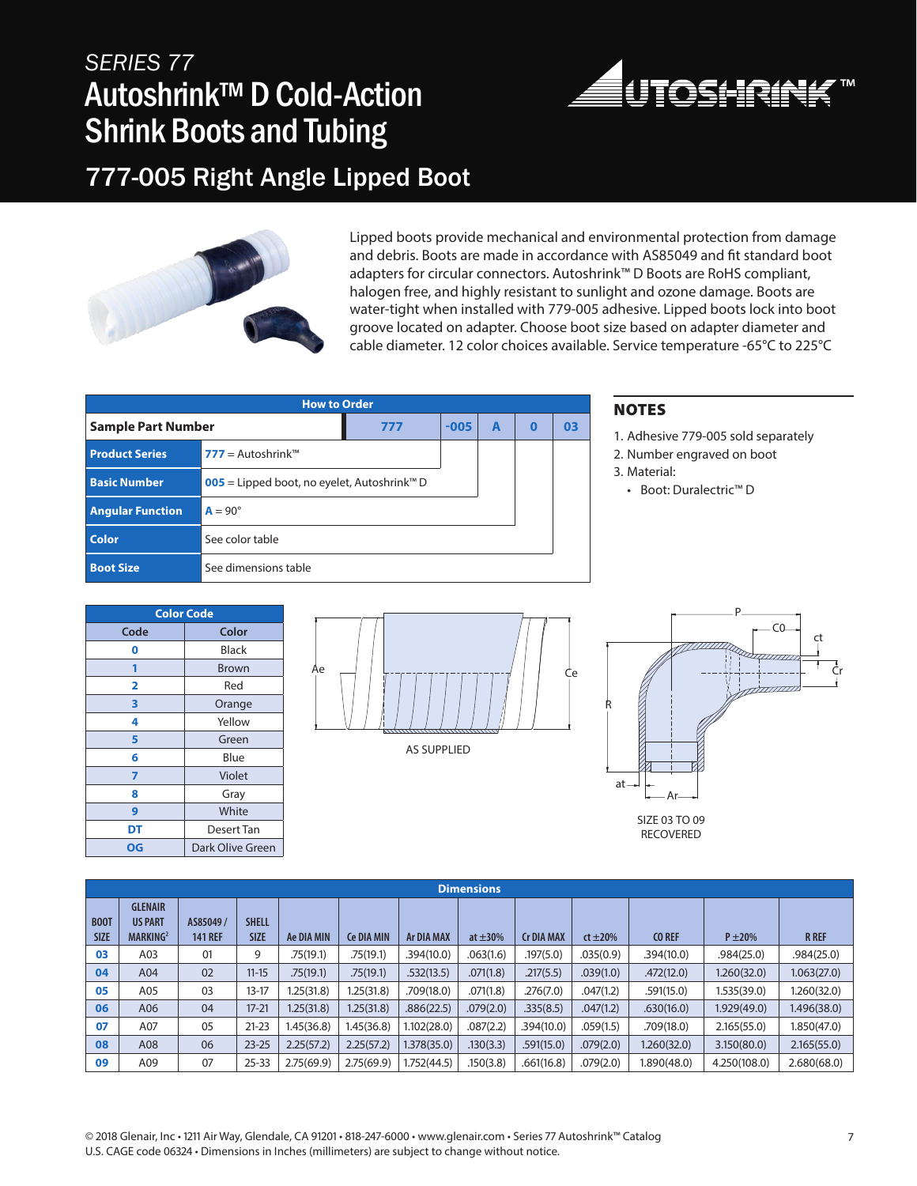# SERIES 77

# Autoshrink™ D Cold-Action Shrink Boots and Tubing

## 777-005 Right Angle Lipped Boot

Lipped boots provide mechanical and environmental protection from damage and debris. Boots are made in accordance with AS85049 and fit standard boot adapters for circular connectors. Autoshrink™ D Boots are RoHS compliant, halogen free, and highly resistant to sunlight and ozone damage. Boots are water-tight when installed with 779-005 adhesive. Lipped boots lock into boot groove located on adapter. Choose boot size based on adapter diameter and cable diameter. 12 color choices available. Service temperature -65°C to 225°C

### How to Order

| Sample Part Number | 777 | -005 | A | 0 | 03 |
|---|---|---|---|---|---|
| **Product Series** | 777 = Autoshrink™ | | | | |
| **Basic Number** | 005 = Lipped boot, no eyelet, Autoshrink™ D | | | | |
| **Angular Function** | A = 90° | | | | |
| **Color** | See color table | | | | |
| **Boot Size** | See dimensions table | | | | |

### NOTES

1. Adhesive 779-005 sold separately
2. Number engraved on boot
3. Material:
   - Boot: Duralectric™ D

### Color Code

| Code | Color |
|---|---|
| 0 | Black |
| 1 | Brown |
| 2 | Red |
| 3 | Orange |
| 4 | Yellow |
| 5 | Green |
| 6 | Blue |
| 7 | Violet |
| 8 | Gray |
| 9 | White |
| DT | Desert Tan |
| OG | Dark Olive Green |

AS SUPPLIED

SIZE 03 TO 09 RECOVERED

### Dimensions

| BOOT SIZE | GLENAIR US PART MARKING[2] | AS85049 / 141 REF | SHELL SIZE | Ae DIA MIN | Ce DIA MIN | Ar DIA MAX | at ±30% | Cr DIA MAX | ct ±20% | CO REF | P ±20% | R REF |
|---|---|---|---|---|---|---|---|---|---|---|---|---|
| 03 | A03 | 01 | 9 | .75(19.1) | .75(19.1) | .394(10.0) | .063(1.6) | .197(5.0) | .035(0.9) | .394(10.0) | .984(25.0) | .984(25.0) |
| 04 | A04 | 02 | 11-15 | .75(19.1) | .75(19.1) | .532(13.5) | .071(1.8) | .217(5.5) | .039(1.0) | .472(12.0) | 1.260(32.0) | 1.063(27.0) |
| 05 | A05 | 03 | 13-17 | 1.25(31.8) | 1.25(31.8) | .709(18.0) | .071(1.8) | .276(7.0) | .047(1.2) | .591(15.0) | 1.535(39.0) | 1.260(32.0) |
| 06 | A06 | 04 | 17-21 | 1.25(31.8) | 1.25(31.8) | .886(22.5) | .079(2.0) | .335(8.5) | .047(1.2) | .630(16.0) | 1.929(49.0) | 1.496(38.0) |
| 07 | A07 | 05 | 21-23 | 1.45(36.8) | 1.45(36.8) | 1.102(28.0) | .087(2.2) | .394(10.0) | .059(1.5) | .709(18.0) | 2.165(55.0) | 1.850(47.0) |
| 08 | A08 | 06 | 23-25 | 2.25(57.2) | 2.25(57.2) | 1.378(35.0) | .130(3.3) | .591(15.0) | .079(2.0) | 1.260(32.0) | 3.150(80.0) | 2.165(55.0) |
| 09 | A09 | 07 | 25-33 | 2.75(69.9) | 2.75(69.9) | 1.752(44.5) | .150(3.8) | .661(16.8) | .079(2.0) | 1.890(48.0) | 4.250(108.0) | 2.680(68.0) |

© 2018 Glenair, Inc • 1211 Air Way, Glendale, CA 91201 • 818-247-6000 • www.glenair.com • Series 77 Autoshrink™ Catalog
U.S. CAGE code 06324 • Dimensions in Inches (millimeters) are subject to change without notice.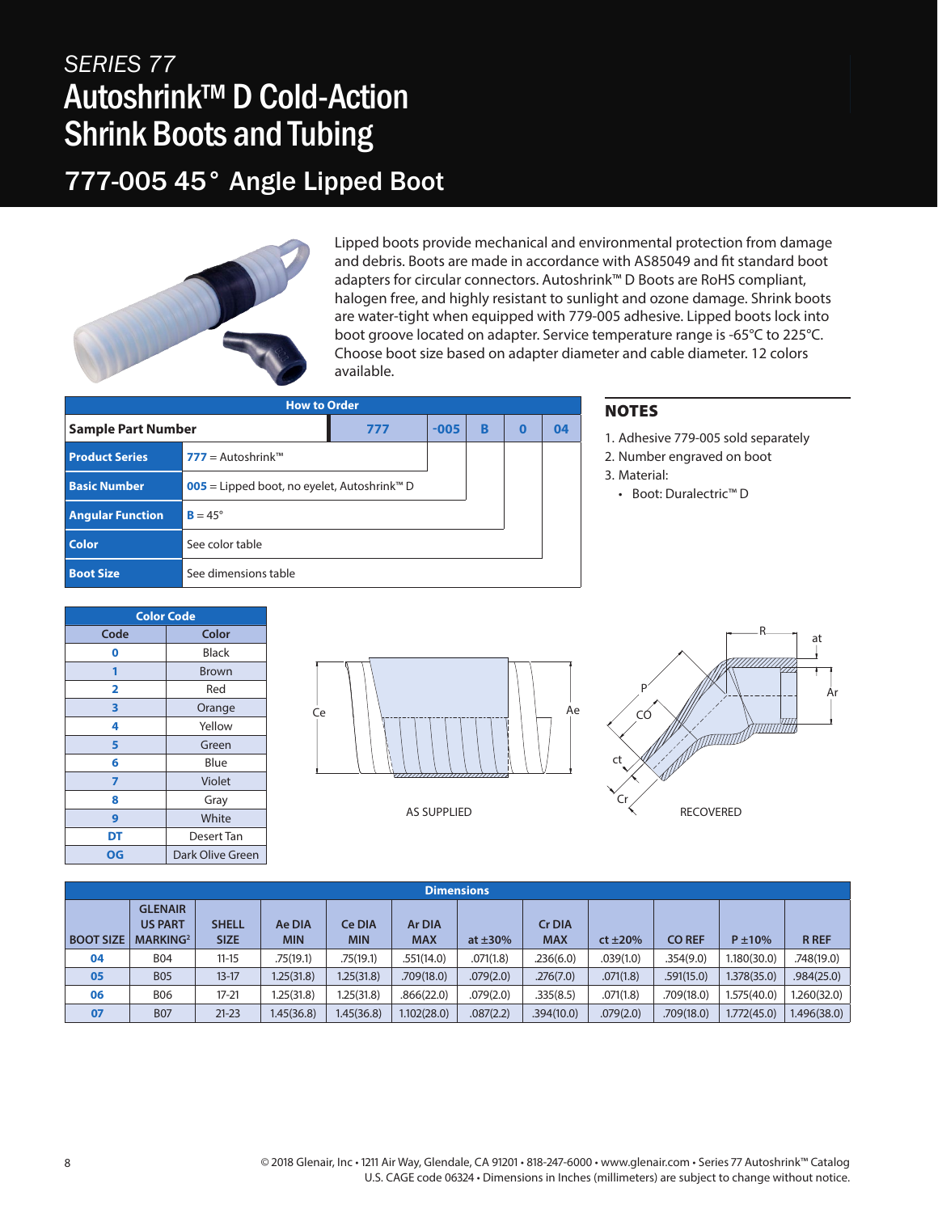SERIES 77

# Autoshrink™ D Cold-Action Shrink Boots and Tubing

## 777-005 45° Angle Lipped Boot

Lipped boots provide mechanical and environmental protection from damage and debris. Boots are made in accordance with AS85049 and fit standard boot adapters for circular connectors. Autoshrink™ D Boots are RoHS compliant, halogen free, and highly resistant to sunlight and ozone damage. Shrink boots are water-tight when equipped with 779-005 adhesive. Lipped boots lock into boot groove located on adapter. Service temperature range is -65°C to 225°C. Choose boot size based on adapter diameter and cable diameter. 12 colors available.

| How to Order | | | | | |
|---|---|---|---|---|---|
| **Sample Part Number** | 777 | -005 | B | 0 | 04 |
| **Product Series** | 777 = Autoshrink™ | | | | |
| **Basic Number** | 005 = Lipped boot, no eyelet, Autoshrink™ D | | | | |
| **Angular Function** | B = 45° | | | | |
| **Color** | See color table | | | | |
| **Boot Size** | See dimensions table | | | | |

### NOTES

1. Adhesive 779-005 sold separately
2. Number engraved on boot
3. Material:
   - Boot: Duralectric™ D

| Code | Color |
|---|---|
| 0 | Black |
| 1 | Brown |
| 2 | Red |
| 3 | Orange |
| 4 | Yellow |
| 5 | Green |
| 6 | Blue |
| 7 | Violet |
| 8 | Gray |
| 9 | White |
| DT | Desert Tan |
| OG | Dark Olive Green |

Ce
Ae
AS SUPPLIED

R
at
Ar
P
CO
ct
Cr
RECOVERED

| BOOT SIZE | GLENAIR US PART MARKING[2] | SHELL SIZE | Ae DIA MIN | Ce DIA MIN | Ar DIA MAX | at ±30% | Cr DIA MAX | ct ±20% | CO REF | P ±10% | R REF |
|---|---|---|---|---|---|---|---|---|---|---|---|
| 04 | B04 | 11-15 | .75(19.1) | .75(19.1) | .551(14.0) | .071(1.8) | .236(6.0) | .039(1.0) | .354(9.0) | 1.180(30.0) | .748(19.0) |
| 05 | B05 | 13-17 | 1.25(31.8) | 1.25(31.8) | .709(18.0) | .079(2.0) | .276(7.0) | .071(1.8) | .591(15.0) | 1.378(35.0) | .984(25.0) |
| 06 | B06 | 17-21 | 1.25(31.8) | 1.25(31.8) | .866(22.0) | .079(2.0) | .335(8.5) | .071(1.8) | .709(18.0) | 1.575(40.0) | 1.260(32.0) |
| 07 | B07 | 21-23 | 1.45(36.8) | 1.45(36.8) | 1.102(28.0) | .087(2.2) | .394(10.0) | .079(2.0) | .709(18.0) | 1.772(45.0) | 1.496(38.0) |

© 2018 Glenair, Inc • 1211 Air Way, Glendale, CA 91201 • 818-247-6000 • www.glenair.com • Series 77 Autoshrink™ Catalog
U.S. CAGE code 06324 • Dimensions in Inches (millimeters) are subject to change without notice.